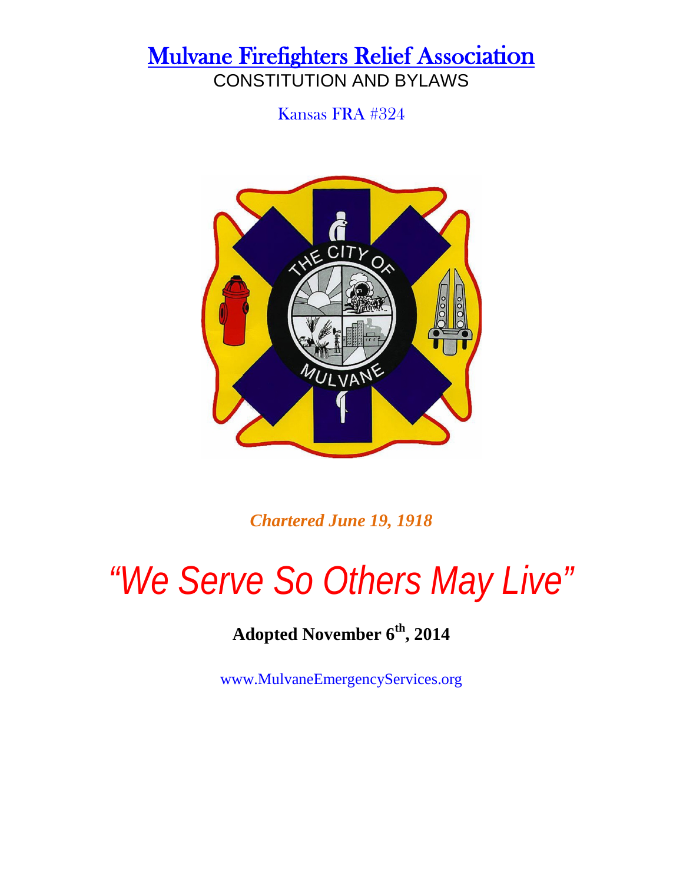# Mulvane Firefighters Relief Association

## CONSTITUTION AND BYLAWS

Kansas FRA #324

*Chartered June 19, 1918*

*"We Serve So Others May Live"*

**Adopted November 6th, 2014**

www.MulvaneEmergencyServices.org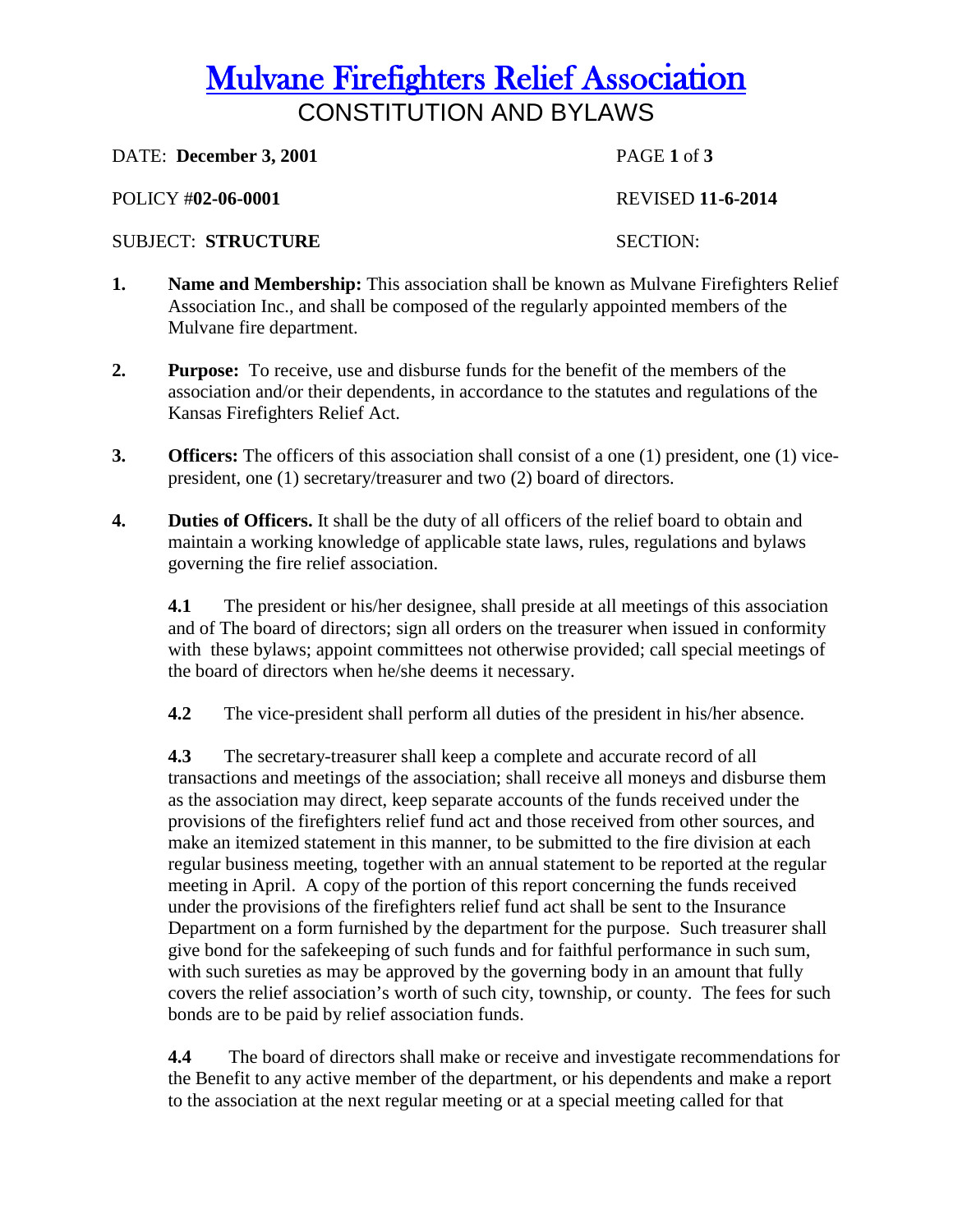# Mulvane Firefighters Relief Association

## CONSTITUTION AND BYLAWS

DATE: **December 3, 2001**

PAGE **1** of **3**

POLICY #**02-06-0001**

REVISED **11-6-2014**

SUBJECT: **STRUCTURE**

SECTION:

**1.** **Name and Membership:** This association shall be known as Mulvane Firefighters Relief Association Inc., and shall be composed of the regularly appointed members of the Mulvane fire department.

**2.** **Purpose:** To receive, use and disburse funds for the benefit of the members of the association and/or their dependents, in accordance to the statutes and regulations of the Kansas Firefighters Relief Act.

**3.** **Officers:** The officers of this association shall consist of a one (1) president, one (1) vice-president, one (1) secretary/treasurer and two (2) board of directors.

**4.** **Duties of Officers.** It shall be the duty of all officers of the relief board to obtain and maintain a working knowledge of applicable state laws, rules, regulations and bylaws governing the fire relief association.

**4.1** The president or his/her designee, shall preside at all meetings of this association and of The board of directors; sign all orders on the treasurer when issued in conformity with these bylaws; appoint committees not otherwise provided; call special meetings of the board of directors when he/she deems it necessary.

**4.2** The vice-president shall perform all duties of the president in his/her absence.

**4.3** The secretary-treasurer shall keep a complete and accurate record of all transactions and meetings of the association; shall receive all moneys and disburse them as the association may direct, keep separate accounts of the funds received under the provisions of the firefighters relief fund act and those received from other sources, and make an itemized statement in this manner, to be submitted to the fire division at each regular business meeting, together with an annual statement to be reported at the regular meeting in April. A copy of the portion of this report concerning the funds received under the provisions of the firefighters relief fund act shall be sent to the Insurance Department on a form furnished by the department for the purpose. Such treasurer shall give bond for the safekeeping of such funds and for faithful performance in such sum, with such sureties as may be approved by the governing body in an amount that fully covers the relief association's worth of such city, township, or county. The fees for such bonds are to be paid by relief association funds.

**4.4** The board of directors shall make or receive and investigate recommendations for the Benefit to any active member of the department, or his dependents and make a report to the association at the next regular meeting or at a special meeting called for that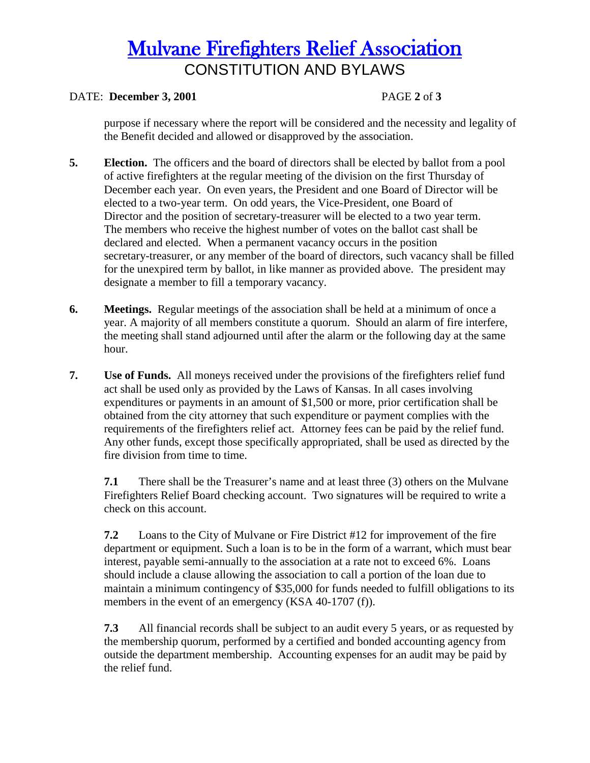purpose if necessary where the report will be considered and the necessity and legality of the Benefit decided and allowed or disapproved by the association.

**5. Election.** The officers and the board of directors shall be elected by ballot from a pool of active firefighters at the regular meeting of the division on the first Thursday of December each year. On even years, the President and one Board of Director will be elected to a two-year term. On odd years, the Vice-President, one Board of Director and the position of secretary-treasurer will be elected to a two year term. The members who receive the highest number of votes on the ballot cast shall be declared and elected. When a permanent vacancy occurs in the position secretary-treasurer, or any member of the board of directors, such vacancy shall be filled for the unexpired term by ballot, in like manner as provided above. The president may designate a member to fill a temporary vacancy.

**6. Meetings.** Regular meetings of the association shall be held at a minimum of once a year. A majority of all members constitute a quorum. Should an alarm of fire interfere, the meeting shall stand adjourned until after the alarm or the following day at the same hour.

**7. Use of Funds.** All moneys received under the provisions of the firefighters relief fund act shall be used only as provided by the Laws of Kansas. In all cases involving expenditures or payments in an amount of $1,500 or more, prior certification shall be obtained from the city attorney that such expenditure or payment complies with the requirements of the firefighters relief act. Attorney fees can be paid by the relief fund. Any other funds, except those specifically appropriated, shall be used as directed by the fire division from time to time.

**7.1** There shall be the Treasurer's name and at least three (3) others on the Mulvane Firefighters Relief Board checking account. Two signatures will be required to write a check on this account.

**7.2** Loans to the City of Mulvane or Fire District #12 for improvement of the fire department or equipment. Such a loan is to be in the form of a warrant, which must bear interest, payable semi-annually to the association at a rate not to exceed 6%. Loans should include a clause allowing the association to call a portion of the loan due to maintain a minimum contingency of $35,000 for funds needed to fulfill obligations to its members in the event of an emergency (KSA 40-1707 (f)).

**7.3** All financial records shall be subject to an audit every 5 years, or as requested by the membership quorum, performed by a certified and bonded accounting agency from outside the department membership. Accounting expenses for an audit may be paid by the relief fund.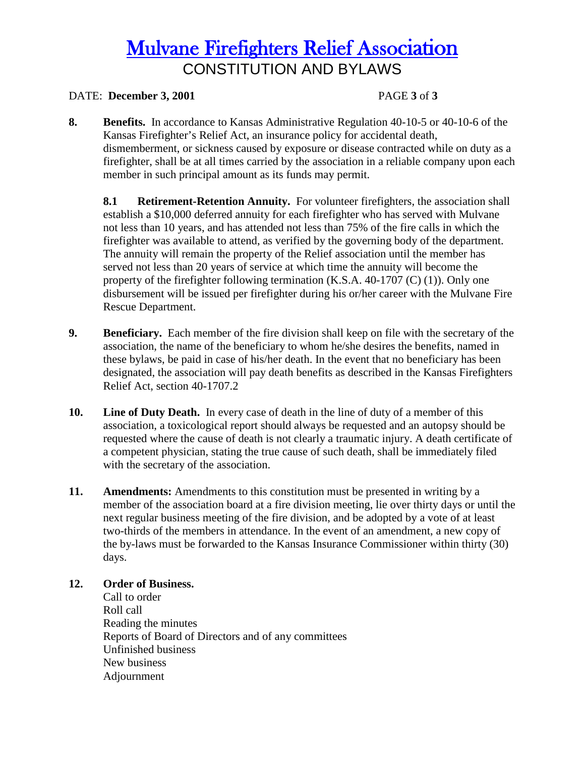# Mulvane Firefighters Relief Association

## CONSTITUTION AND BYLAWS

DATE: **December 3, 2001**

**8. Benefits.** In accordance to Kansas Administrative Regulation 40-10-5 or 40-10-6 of the Kansas Firefighter's Relief Act, an insurance policy for accidental death, dismemberment, or sickness caused by exposure or disease contracted while on duty as a firefighter, shall be at all times carried by the association in a reliable company upon each member in such principal amount as its funds may permit.

**8.1 Retirement-Retention Annuity.** For volunteer firefighters, the association shall establish a $10,000 deferred annuity for each firefighter who has served with Mulvane not less than 10 years, and has attended not less than 75% of the fire calls in which the firefighter was available to attend, as verified by the governing body of the department. The annuity will remain the property of the Relief association until the member has served not less than 20 years of service at which time the annuity will become the property of the firefighter following termination (K.S.A. 40-1707 (C) (1)). Only one disbursement will be issued per firefighter during his or/her career with the Mulvane Fire Rescue Department.

**9. Beneficiary.** Each member of the fire division shall keep on file with the secretary of the association, the name of the beneficiary to whom he/she desires the benefits, named in these bylaws, be paid in case of his/her death. In the event that no beneficiary has been designated, the association will pay death benefits as described in the Kansas Firefighters Relief Act, section 40-1707.2

**10. Line of Duty Death.** In every case of death in the line of duty of a member of this association, a toxicological report should always be requested and an autopsy should be requested where the cause of death is not clearly a traumatic injury. A death certificate of a competent physician, stating the true cause of such death, shall be immediately filed with the secretary of the association.

**11. Amendments:** Amendments to this constitution must be presented in writing by a member of the association board at a fire division meeting, lie over thirty days or until the next regular business meeting of the fire division, and be adopted by a vote of at least two-thirds of the members in attendance. In the event of an amendment, a new copy of the by-laws must be forwarded to the Kansas Insurance Commissioner within thirty (30) days.

**12. Order of Business.**

Call to order
Roll call
Reading the minutes
Reports of Board of Directors and of any committees
Unfinished business
New business
Adjournment